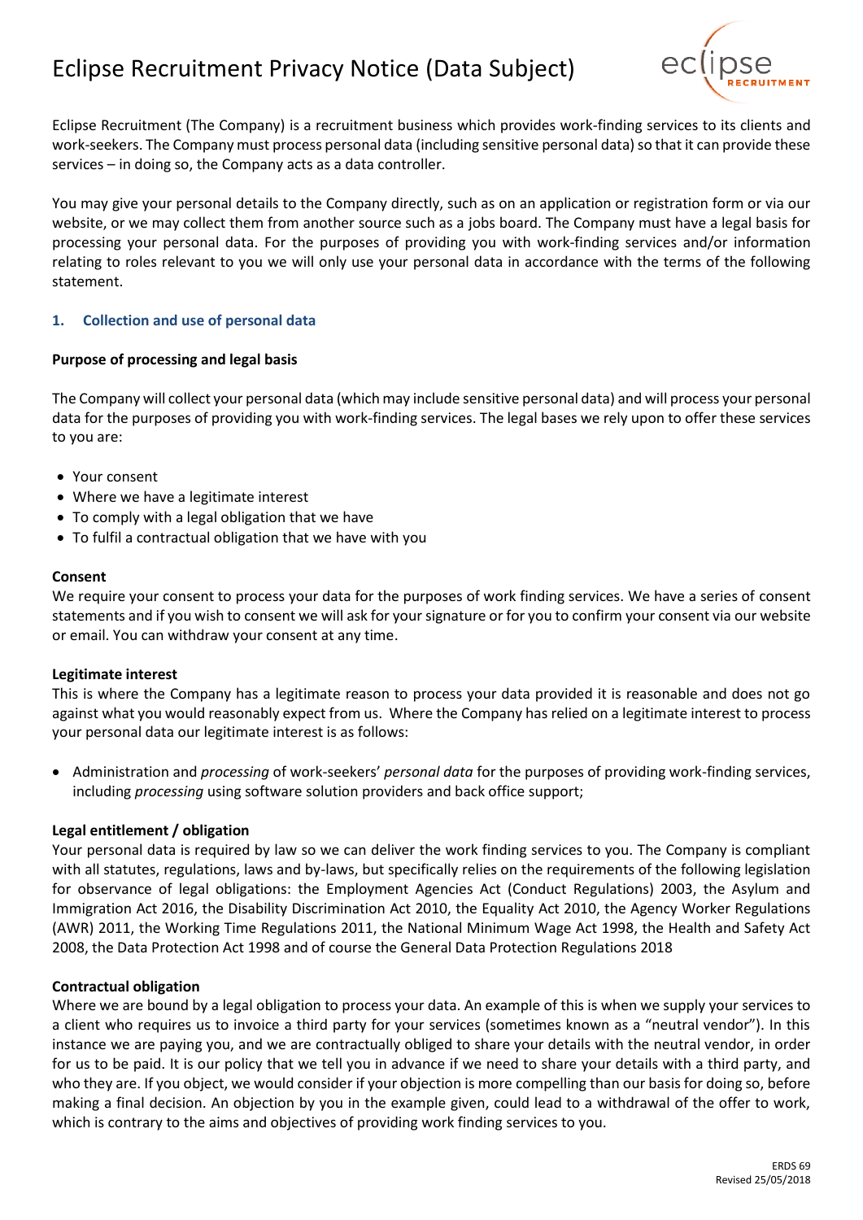# Eclipse Recruitment Privacy Notice (Data Subject)

Eclipse Recruitment (The Company) is a recruitment business which provides work-finding services to its clients and work-seekers. The Company must process personal data (including sensitive personal data) so that it can provide these services – in doing so, the Company acts as a data controller.

You may give your personal details to the Company directly, such as on an application or registration form or via our website, or we may collect them from another source such as a jobs board. The Company must have a legal basis for processing your personal data. For the purposes of providing you with work-finding services and/or information relating to roles relevant to you we will only use your personal data in accordance with the terms of the following statement.

## 1. Collection and use of personal data

### Purpose of processing and legal basis

The Company will collect your personal data (which may include sensitive personal data) and will process your personal data for the purposes of providing you with work-finding services. The legal bases we rely upon to offer these services to you are:

- Your consent
- Where we have a legitimate interest
- To comply with a legal obligation that we have
- To fulfil a contractual obligation that we have with you

**Consent**

We require your consent to process your data for the purposes of work finding services. We have a series of consent statements and if you wish to consent we will ask for your signature or for you to confirm your consent via our website or email. You can withdraw your consent at any time.

**Legitimate interest**

This is where the Company has a legitimate reason to process your data provided it is reasonable and does not go against what you would reasonably expect from us. Where the Company has relied on a legitimate interest to process your personal data our legitimate interest is as follows:

- Administration and *processing* of work-seekers' *personal data* for the purposes of providing work-finding services, including *processing* using software solution providers and back office support;

**Legal entitlement / obligation**

Your personal data is required by law so we can deliver the work finding services to you. The Company is compliant with all statutes, regulations, laws and by-laws, but specifically relies on the requirements of the following legislation for observance of legal obligations: the Employment Agencies Act (Conduct Regulations) 2003, the Asylum and Immigration Act 2016, the Disability Discrimination Act 2010, the Equality Act 2010, the Agency Worker Regulations (AWR) 2011, the Working Time Regulations 2011, the National Minimum Wage Act 1998, the Health and Safety Act 2008, the Data Protection Act 1998 and of course the General Data Protection Regulations 2018

**Contractual obligation**

Where we are bound by a legal obligation to process your data. An example of this is when we supply your services to a client who requires us to invoice a third party for your services (sometimes known as a "neutral vendor"). In this instance we are paying you, and we are contractually obliged to share your details with the neutral vendor, in order for us to be paid. It is our policy that we tell you in advance if we need to share your details with a third party, and who they are. If you object, we would consider if your objection is more compelling than our basis for doing so, before making a final decision. An objection by you in the example given, could lead to a withdrawal of the offer to work, which is contrary to the aims and objectives of providing work finding services to you.

ERDS 69
Revised 25/05/2018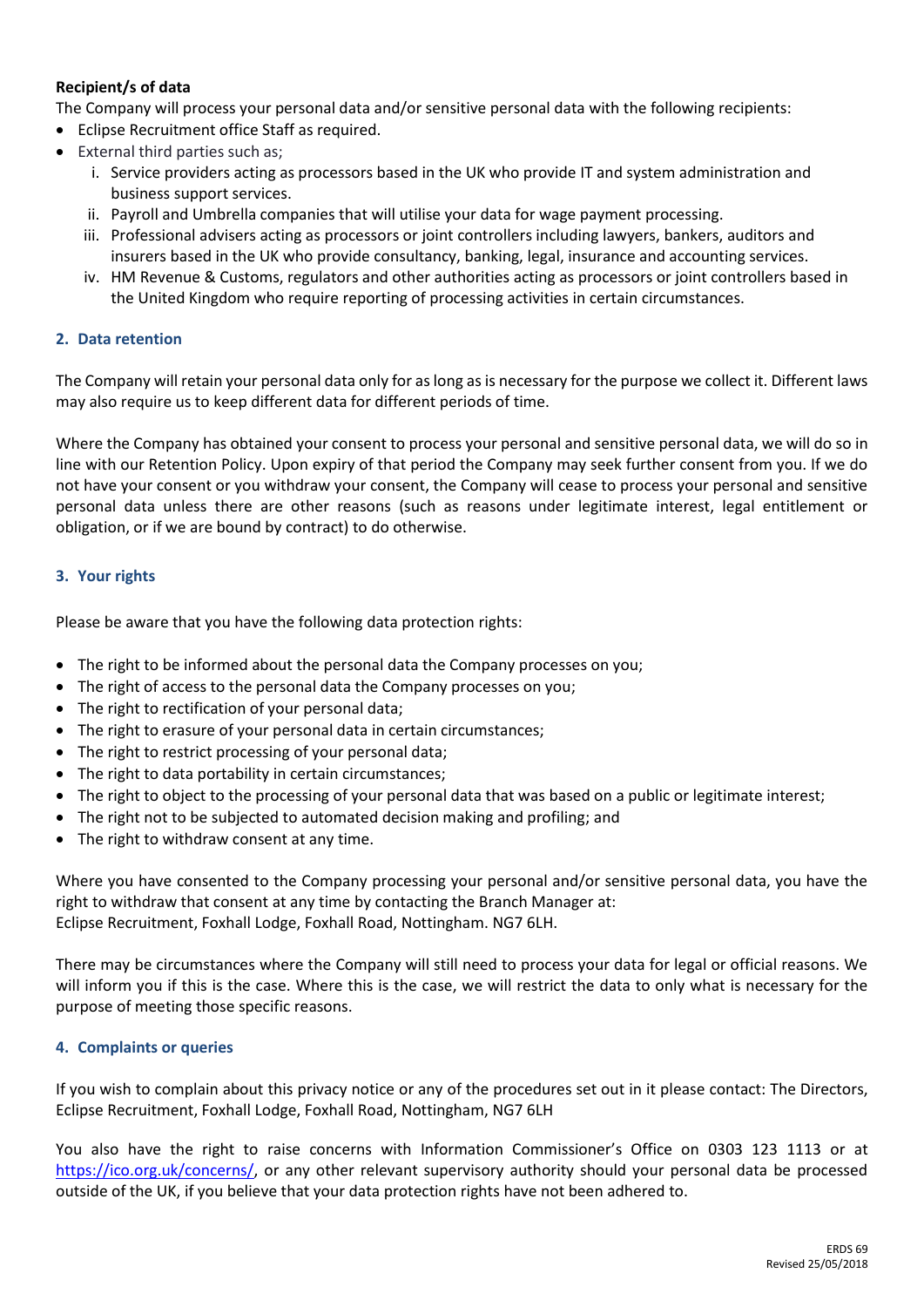**Recipient/s of data**

The Company will process your personal data and/or sensitive personal data with the following recipients:

- Eclipse Recruitment office Staff as required.
- External third parties such as;
    i. Service providers acting as processors based in the UK who provide IT and system administration and business support services.
    ii. Payroll and Umbrella companies that will utilise your data for wage payment processing.
    iii. Professional advisers acting as processors or joint controllers including lawyers, bankers, auditors and insurers based in the UK who provide consultancy, banking, legal, insurance and accounting services.
    iv. HM Revenue & Customs, regulators and other authorities acting as processors or joint controllers based in the United Kingdom who require reporting of processing activities in certain circumstances.

## 2. Data retention

The Company will retain your personal data only for as long as is necessary for the purpose we collect it. Different laws may also require us to keep different data for different periods of time.

Where the Company has obtained your consent to process your personal and sensitive personal data, we will do so in line with our Retention Policy. Upon expiry of that period the Company may seek further consent from you. If we do not have your consent or you withdraw your consent, the Company will cease to process your personal and sensitive personal data unless there are other reasons (such as reasons under legitimate interest, legal entitlement or obligation, or if we are bound by contract) to do otherwise.

## 3. Your rights

Please be aware that you have the following data protection rights:

- The right to be informed about the personal data the Company processes on you;
- The right of access to the personal data the Company processes on you;
- The right to rectification of your personal data;
- The right to erasure of your personal data in certain circumstances;
- The right to restrict processing of your personal data;
- The right to data portability in certain circumstances;
- The right to object to the processing of your personal data that was based on a public or legitimate interest;
- The right not to be subjected to automated decision making and profiling; and
- The right to withdraw consent at any time.

Where you have consented to the Company processing your personal and/or sensitive personal data, you have the right to withdraw that consent at any time by contacting the Branch Manager at:
Eclipse Recruitment, Foxhall Lodge, Foxhall Road, Nottingham. NG7 6LH.

There may be circumstances where the Company will still need to process your data for legal or official reasons. We will inform you if this is the case. Where this is the case, we will restrict the data to only what is necessary for the purpose of meeting those specific reasons.

## 4. Complaints or queries

If you wish to complain about this privacy notice or any of the procedures set out in it please contact: The Directors, Eclipse Recruitment, Foxhall Lodge, Foxhall Road, Nottingham, NG7 6LH

You also have the right to raise concerns with Information Commissioner's Office on 0303 123 1113 or at https://ico.org.uk/concerns/, or any other relevant supervisory authority should your personal data be processed outside of the UK, if you believe that your data protection rights have not been adhered to.

ERDS 69
Revised 25/05/2018